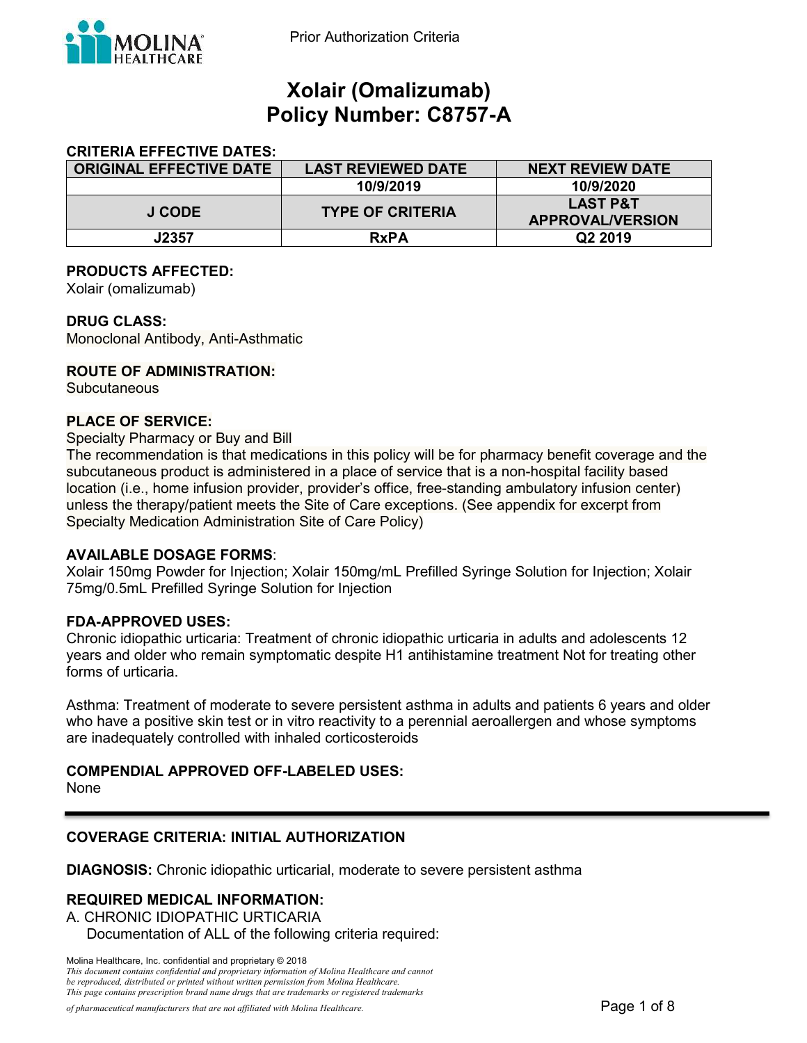Prior Authorization Criteria

# Xolair (Omalizumab)
# Policy Number: C8757-A

**CRITERIA EFFECTIVE DATES:**

| ORIGINAL EFFECTIVE DATE | LAST REVIEWED DATE | NEXT REVIEW DATE |
|---|---|---|
| | 10/9/2019 | 10/9/2020 |
| **J CODE** | **TYPE OF CRITERIA** | **LAST P&T APPROVAL/VERSION** |
| J2357 | RxPA | Q2 2019 |

**PRODUCTS AFFECTED:**
Xolair (omalizumab)

**DRUG CLASS:**
Monoclonal Antibody, Anti-Asthmatic

**ROUTE OF ADMINISTRATION:**
Subcutaneous

**PLACE OF SERVICE:**
Specialty Pharmacy or Buy and Bill
The recommendation is that medications in this policy will be for pharmacy benefit coverage and the subcutaneous product is administered in a place of service that is a non-hospital facility based location (i.e., home infusion provider, provider's office, free-standing ambulatory infusion center) unless the therapy/patient meets the Site of Care exceptions. (See appendix for excerpt from Specialty Medication Administration Site of Care Policy)

**AVAILABLE DOSAGE FORMS**:
Xolair 150mg Powder for Injection; Xolair 150mg/mL Prefilled Syringe Solution for Injection; Xolair 75mg/0.5mL Prefilled Syringe Solution for Injection

**FDA-APPROVED USES:**
Chronic idiopathic urticaria: Treatment of chronic idiopathic urticaria in adults and adolescents 12 years and older who remain symptomatic despite H1 antihistamine treatment Not for treating other forms of urticaria.

Asthma: Treatment of moderate to severe persistent asthma in adults and patients 6 years and older who have a positive skin test or in vitro reactivity to a perennial aeroallergen and whose symptoms are inadequately controlled with inhaled corticosteroids

**COMPENDIAL APPROVED OFF-LABELED USES:**
None

---

**COVERAGE CRITERIA: INITIAL AUTHORIZATION**

**DIAGNOSIS:** Chronic idiopathic urticarial, moderate to severe persistent asthma

**REQUIRED MEDICAL INFORMATION:**
A. CHRONIC IDIOPATHIC URTICARIA
Documentation of ALL of the following criteria required:

Molina Healthcare, Inc. confidential and proprietary © 2018
*This document contains confidential and proprietary information of Molina Healthcare and cannot be reproduced, distributed or printed without written permission from Molina Healthcare. This page contains prescription brand name drugs that are trademarks or registered trademarks of pharmaceutical manufacturers that are not affiliated with Molina Healthcare.*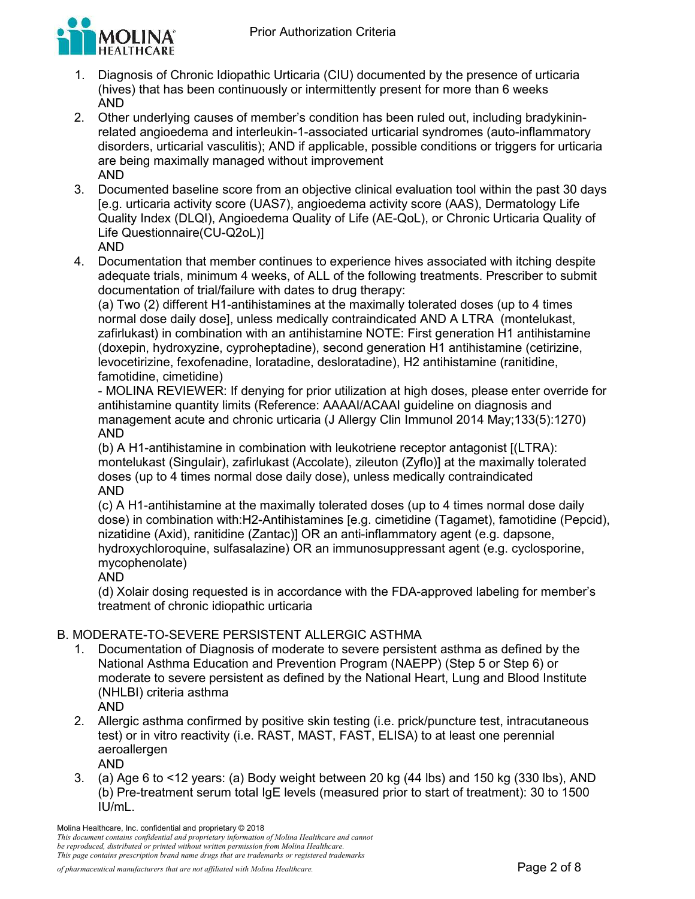1. Diagnosis of Chronic Idiopathic Urticaria (CIU) documented by the presence of urticaria (hives) that has been continuously or intermittently present for more than 6 weeks
   AND
2. Other underlying causes of member's condition has been ruled out, including bradykinin-related angioedema and interleukin-1-associated urticarial syndromes (auto-inflammatory disorders, urticarial vasculitis); AND if applicable, possible conditions or triggers for urticaria are being maximally managed without improvement
   AND
3. Documented baseline score from an objective clinical evaluation tool within the past 30 days [e.g. urticaria activity score (UAS7), angioedema activity score (AAS), Dermatology Life Quality Index (DLQI), Angioedema Quality of Life (AE-QoL), or Chronic Urticaria Quality of Life Questionnaire(CU-Q2oL)]
   AND
4. Documentation that member continues to experience hives associated with itching despite adequate trials, minimum 4 weeks, of ALL of the following treatments. Prescriber to submit documentation of trial/failure with dates to drug therapy:
   (a) Two (2) different H1-antihistamines at the maximally tolerated doses (up to 4 times normal dose daily dose], unless medically contraindicated AND A LTRA (montelukast, zafirlukast) in combination with an antihistamine NOTE: First generation H1 antihistamine (doxepin, hydroxyzine, cyproheptadine), second generation H1 antihistamine (cetirizine, levocetirizine, fexofenadine, loratadine, desloratadine), H2 antihistamine (ranitidine, famotidine, cimetidine)
   - MOLINA REVIEWER: If denying for prior utilization at high doses, please enter override for antihistamine quantity limits (Reference: AAAAI/ACAAI guideline on diagnosis and management acute and chronic urticaria (J Allergy Clin Immunol 2014 May;133(5):1270)
   AND
   (b) A H1-antihistamine in combination with leukotriene receptor antagonist [(LTRA): montelukast (Singulair), zafirlukast (Accolate), zileuton (Zyflo)] at the maximally tolerated doses (up to 4 times normal dose daily dose), unless medically contraindicated
   AND
   (c) A H1-antihistamine at the maximally tolerated doses (up to 4 times normal dose daily dose) in combination with:H2-Antihistamines [e.g. cimetidine (Tagamet), famotidine (Pepcid), nizatidine (Axid), ranitidine (Zantac)] OR an anti-inflammatory agent (e.g. dapsone, hydroxychloroquine, sulfasalazine) OR an immunosuppressant agent (e.g. cyclosporine, mycophenolate)
   AND
   (d) Xolair dosing requested is in accordance with the FDA-approved labeling for member's treatment of chronic idiopathic urticaria

## B. MODERATE-TO-SEVERE PERSISTENT ALLERGIC ASTHMA

1. Documentation of Diagnosis of moderate to severe persistent asthma as defined by the National Asthma Education and Prevention Program (NAEPP) (Step 5 or Step 6) or moderate to severe persistent as defined by the National Heart, Lung and Blood Institute (NHLBI) criteria asthma
   AND
2. Allergic asthma confirmed by positive skin testing (i.e. prick/puncture test, intracutaneous test) or in vitro reactivity (i.e. RAST, MAST, FAST, ELISA) to at least one perennial aeroallergen
   AND
3. (a) Age 6 to <12 years: (a) Body weight between 20 kg (44 lbs) and 150 kg (330 lbs), AND (b) Pre-treatment serum total IgE levels (measured prior to start of treatment): 30 to 1500 IU/mL.

Molina Healthcare, Inc. confidential and proprietary © 2018

*This document contains confidential and proprietary information of Molina Healthcare and cannot be reproduced, distributed or printed without written permission from Molina Healthcare. This page contains prescription brand name drugs that are trademarks or registered trademarks of pharmaceutical manufacturers that are not affiliated with Molina Healthcare.*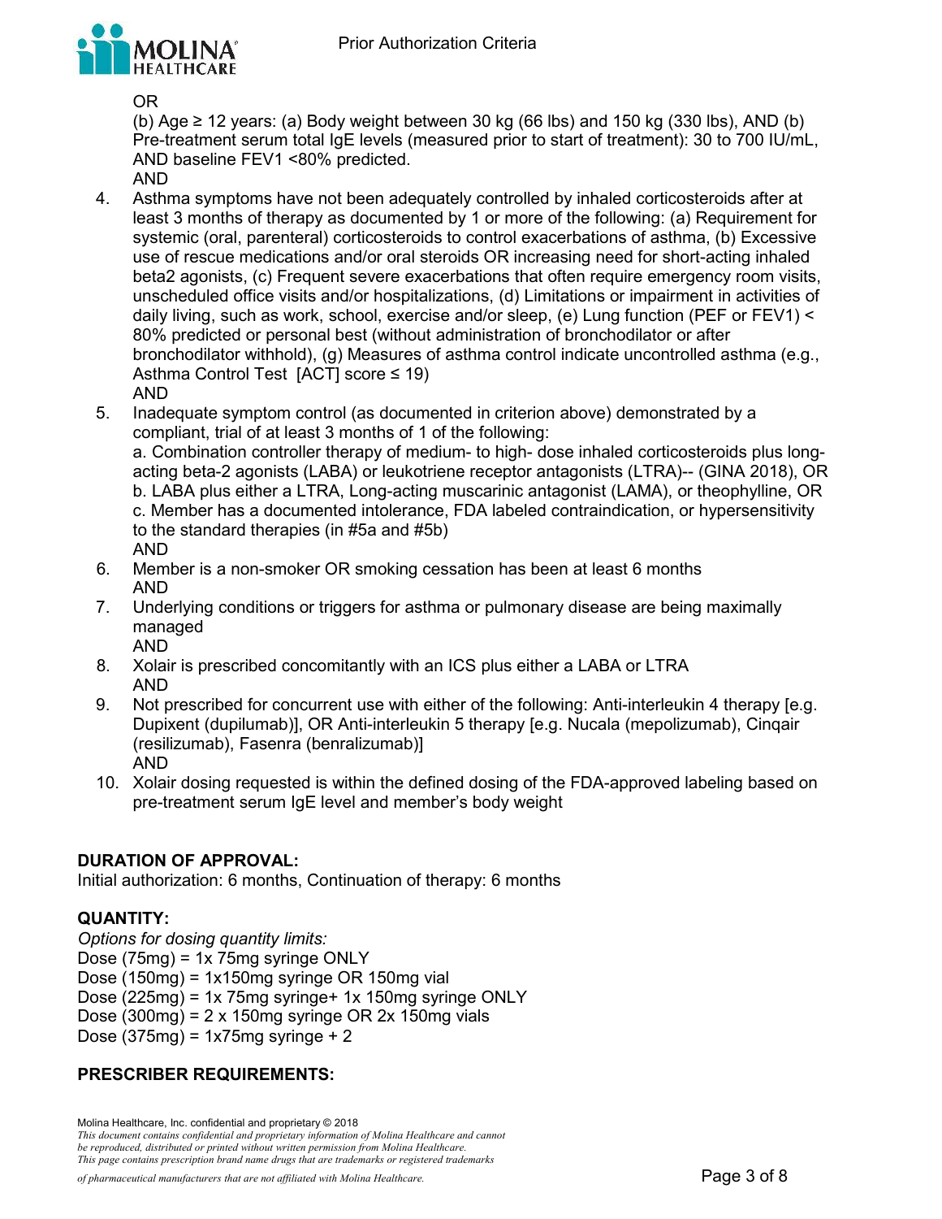OR

(b) Age ≥ 12 years: (a) Body weight between 30 kg (66 lbs) and 150 kg (330 lbs), AND (b) Pre-treatment serum total IgE levels (measured prior to start of treatment): 30 to 700 IU/mL, AND baseline FEV1 <80% predicted.

AND

4. Asthma symptoms have not been adequately controlled by inhaled corticosteroids after at least 3 months of therapy as documented by 1 or more of the following: (a) Requirement for systemic (oral, parenteral) corticosteroids to control exacerbations of asthma, (b) Excessive use of rescue medications and/or oral steroids OR increasing need for short-acting inhaled beta2 agonists, (c) Frequent severe exacerbations that often require emergency room visits, unscheduled office visits and/or hospitalizations, (d) Limitations or impairment in activities of daily living, such as work, school, exercise and/or sleep, (e) Lung function (PEF or FEV1) < 80% predicted or personal best (without administration of bronchodilator or after bronchodilator withhold), (g) Measures of asthma control indicate uncontrolled asthma (e.g., Asthma Control Test [ACT] score ≤ 19)

   AND

5. Inadequate symptom control (as documented in criterion above) demonstrated by a compliant, trial of at least 3 months of 1 of the following:

   a. Combination controller therapy of medium- to high- dose inhaled corticosteroids plus long-acting beta-2 agonists (LABA) or leukotriene receptor antagonists (LTRA)-- (GINA 2018), OR

   b. LABA plus either a LTRA, Long-acting muscarinic antagonist (LAMA), or theophylline, OR

   c. Member has a documented intolerance, FDA labeled contraindication, or hypersensitivity to the standard therapies (in #5a and #5b)

   AND

6. Member is a non-smoker OR smoking cessation has been at least 6 months

   AND

7. Underlying conditions or triggers for asthma or pulmonary disease are being maximally managed

   AND

8. Xolair is prescribed concomitantly with an ICS plus either a LABA or LTRA

   AND

9. Not prescribed for concurrent use with either of the following: Anti-interleukin 4 therapy [e.g. Dupixent (dupilumab)], OR Anti-interleukin 5 therapy [e.g. Nucala (mepolizumab), Cinqair (resilizumab), Fasenra (benralizumab)]

   AND

10. Xolair dosing requested is within the defined dosing of the FDA-approved labeling based on pre-treatment serum IgE level and member's body weight

## DURATION OF APPROVAL:

Initial authorization: 6 months, Continuation of therapy: 6 months

## QUANTITY:

*Options for dosing quantity limits:*

Dose (75mg) = 1x 75mg syringe ONLY

Dose (150mg) = 1x150mg syringe OR 150mg vial

Dose (225mg) = 1x 75mg syringe+ 1x 150mg syringe ONLY

Dose (300mg) = 2 x 150mg syringe OR 2x 150mg vials

Dose (375mg) = 1x75mg syringe + 2

## PRESCRIBER REQUIREMENTS: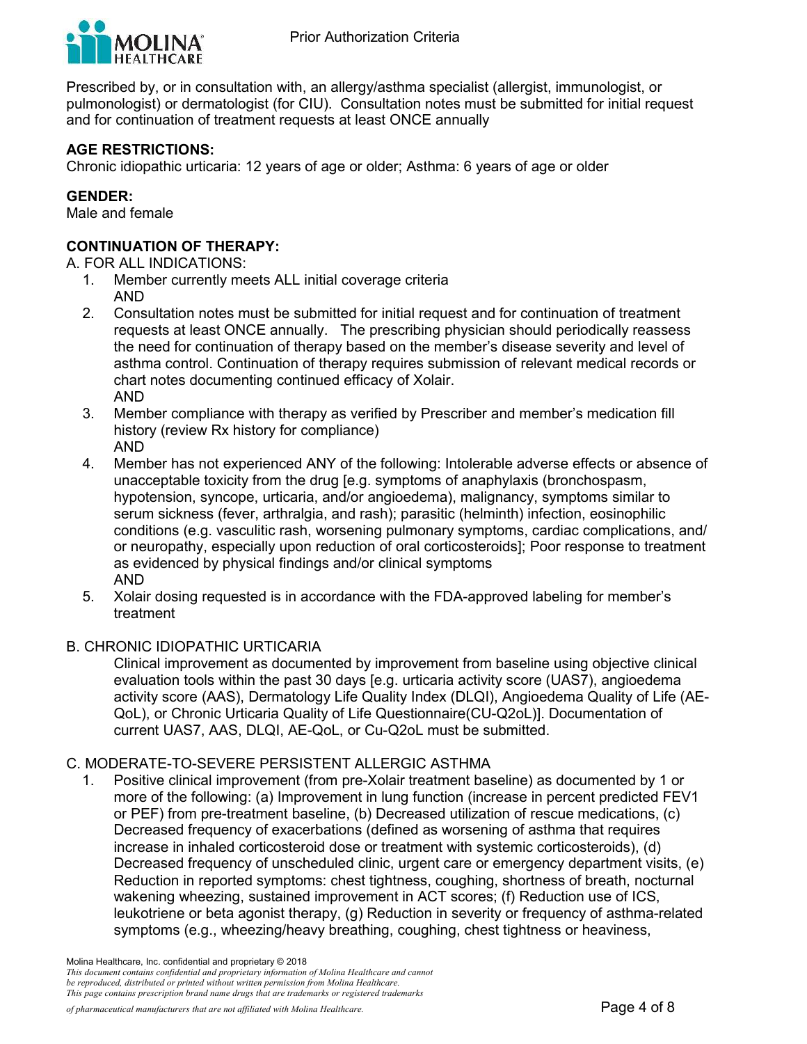Prescribed by, or in consultation with, an allergy/asthma specialist (allergist, immunologist, or pulmonologist) or dermatologist (for CIU). Consultation notes must be submitted for initial request and for continuation of treatment requests at least ONCE annually

**AGE RESTRICTIONS:**

Chronic idiopathic urticaria: 12 years of age or older; Asthma: 6 years of age or older

**GENDER:**

Male and female

**CONTINUATION OF THERAPY:**

A. FOR ALL INDICATIONS:

1. Member currently meets ALL initial coverage criteria
   AND
2. Consultation notes must be submitted for initial request and for continuation of treatment requests at least ONCE annually. The prescribing physician should periodically reassess the need for continuation of therapy based on the member's disease severity and level of asthma control. Continuation of therapy requires submission of relevant medical records or chart notes documenting continued efficacy of Xolair.
   AND
3. Member compliance with therapy as verified by Prescriber and member's medication fill history (review Rx history for compliance)
   AND
4. Member has not experienced ANY of the following: Intolerable adverse effects or absence of unacceptable toxicity from the drug [e.g. symptoms of anaphylaxis (bronchospasm, hypotension, syncope, urticaria, and/or angioedema), malignancy, symptoms similar to serum sickness (fever, arthralgia, and rash); parasitic (helminth) infection, eosinophilic conditions (e.g. vasculitic rash, worsening pulmonary symptoms, cardiac complications, and/or neuropathy, especially upon reduction of oral corticosteroids]; Poor response to treatment as evidenced by physical findings and/or clinical symptoms
   AND
5. Xolair dosing requested is in accordance with the FDA-approved labeling for member's treatment

B. CHRONIC IDIOPATHIC URTICARIA

Clinical improvement as documented by improvement from baseline using objective clinical evaluation tools within the past 30 days [e.g. urticaria activity score (UAS7), angioedema activity score (AAS), Dermatology Life Quality Index (DLQI), Angioedema Quality of Life (AE-QoL), or Chronic Urticaria Quality of Life Questionnaire(CU-Q2oL)]. Documentation of current UAS7, AAS, DLQI, AE-QoL, or Cu-Q2oL must be submitted.

C. MODERATE-TO-SEVERE PERSISTENT ALLERGIC ASTHMA

1. Positive clinical improvement (from pre-Xolair treatment baseline) as documented by 1 or more of the following: (a) Improvement in lung function (increase in percent predicted FEV1 or PEF) from pre-treatment baseline, (b) Decreased utilization of rescue medications, (c) Decreased frequency of exacerbations (defined as worsening of asthma that requires increase in inhaled corticosteroid dose or treatment with systemic corticosteroids), (d) Decreased frequency of unscheduled clinic, urgent care or emergency department visits, (e) Reduction in reported symptoms: chest tightness, coughing, shortness of breath, nocturnal wakening wheezing, sustained improvement in ACT scores; (f) Reduction use of ICS, leukotriene or beta agonist therapy, (g) Reduction in severity or frequency of asthma-related symptoms (e.g., wheezing/heavy breathing, coughing, chest tightness or heaviness,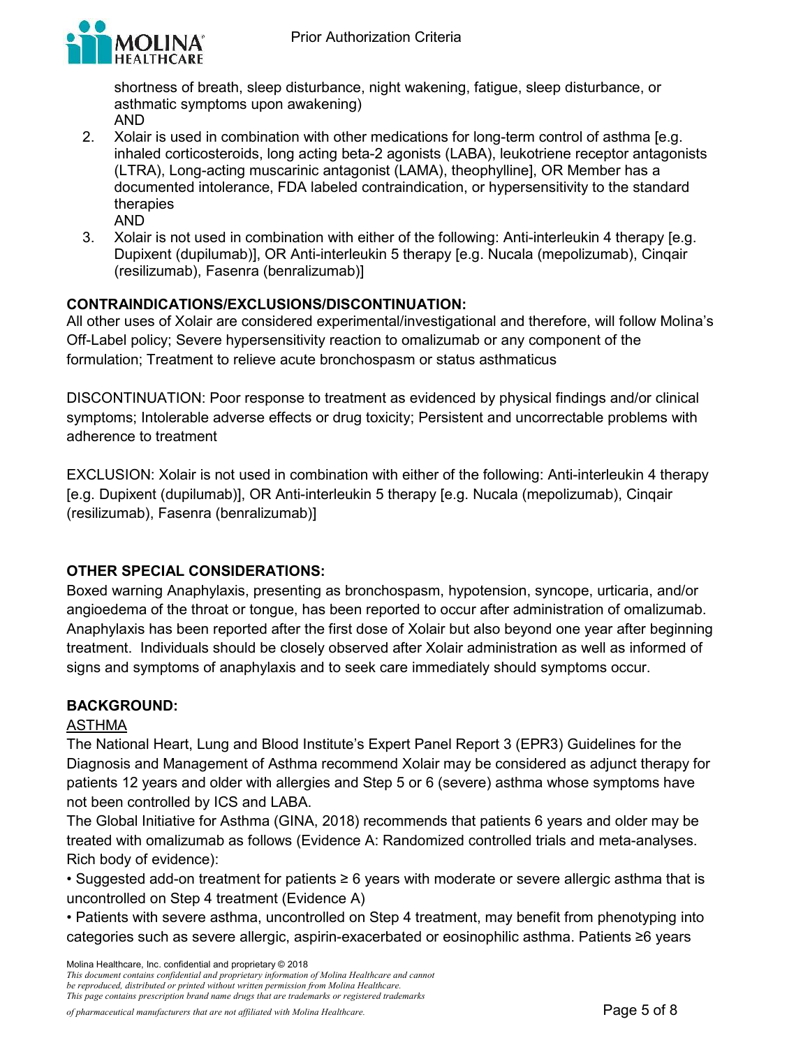shortness of breath, sleep disturbance, night wakening, fatigue, sleep disturbance, or asthmatic symptoms upon awakening)
AND

2. Xolair is used in combination with other medications for long-term control of asthma [e.g. inhaled corticosteroids, long acting beta-2 agonists (LABA), leukotriene receptor antagonists (LTRA), Long-acting muscarinic antagonist (LAMA), theophylline], OR Member has a documented intolerance, FDA labeled contraindication, or hypersensitivity to the standard therapies
AND
3. Xolair is not used in combination with either of the following: Anti-interleukin 4 therapy [e.g. Dupixent (dupilumab)], OR Anti-interleukin 5 therapy [e.g. Nucala (mepolizumab), Cinqair (resilizumab), Fasenra (benralizumab)]

**CONTRAINDICATIONS/EXCLUSIONS/DISCONTINUATION:**

All other uses of Xolair are considered experimental/investigational and therefore, will follow Molina's Off-Label policy; Severe hypersensitivity reaction to omalizumab or any component of the formulation; Treatment to relieve acute bronchospasm or status asthmaticus

DISCONTINUATION: Poor response to treatment as evidenced by physical findings and/or clinical symptoms; Intolerable adverse effects or drug toxicity; Persistent and uncorrectable problems with adherence to treatment

EXCLUSION: Xolair is not used in combination with either of the following: Anti-interleukin 4 therapy [e.g. Dupixent (dupilumab)], OR Anti-interleukin 5 therapy [e.g. Nucala (mepolizumab), Cinqair (resilizumab), Fasenra (benralizumab)]

**OTHER SPECIAL CONSIDERATIONS:**

Boxed warning Anaphylaxis, presenting as bronchospasm, hypotension, syncope, urticaria, and/or angioedema of the throat or tongue, has been reported to occur after administration of omalizumab. Anaphylaxis has been reported after the first dose of Xolair but also beyond one year after beginning treatment. Individuals should be closely observed after Xolair administration as well as informed of signs and symptoms of anaphylaxis and to seek care immediately should symptoms occur.

**BACKGROUND:**

<u>ASTHMA</u>

The National Heart, Lung and Blood Institute's Expert Panel Report 3 (EPR3) Guidelines for the Diagnosis and Management of Asthma recommend Xolair may be considered as adjunct therapy for patients 12 years and older with allergies and Step 5 or 6 (severe) asthma whose symptoms have not been controlled by ICS and LABA.

The Global Initiative for Asthma (GINA, 2018) recommends that patients 6 years and older may be treated with omalizumab as follows (Evidence A: Randomized controlled trials and meta-analyses. Rich body of evidence):

- Suggested add-on treatment for patients ≥ 6 years with moderate or severe allergic asthma that is uncontrolled on Step 4 treatment (Evidence A)
- Patients with severe asthma, uncontrolled on Step 4 treatment, may benefit from phenotyping into categories such as severe allergic, aspirin-exacerbated or eosinophilic asthma. Patients ≥6 years

Molina Healthcare, Inc. confidential and proprietary © 2018

*This document contains confidential and proprietary information of Molina Healthcare and cannot be reproduced, distributed or printed without written permission from Molina Healthcare. This page contains prescription brand name drugs that are trademarks or registered trademarks of pharmaceutical manufacturers that are not affiliated with Molina Healthcare.*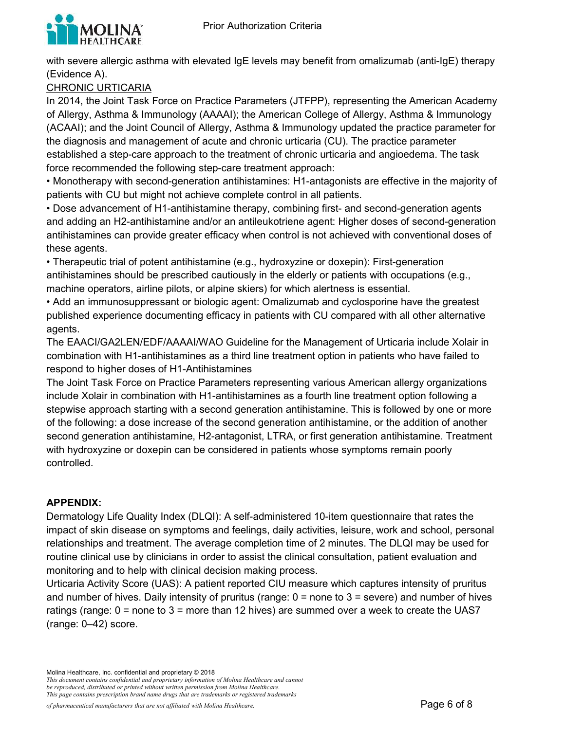with severe allergic asthma with elevated IgE levels may benefit from omalizumab (anti-IgE) therapy (Evidence A).

<u>CHRONIC URTICARIA</u>

In 2014, the Joint Task Force on Practice Parameters (JTFPP), representing the American Academy of Allergy, Asthma & Immunology (AAAAI); the American College of Allergy, Asthma & Immunology (ACAAI); and the Joint Council of Allergy, Asthma & Immunology updated the practice parameter for the diagnosis and management of acute and chronic urticaria (CU). The practice parameter established a step-care approach to the treatment of chronic urticaria and angioedema. The task force recommended the following step-care treatment approach:

- Monotherapy with second-generation antihistamines: H1-antagonists are effective in the majority of patients with CU but might not achieve complete control in all patients.
- Dose advancement of H1-antihistamine therapy, combining first- and second-generation agents and adding an H2-antihistamine and/or an antileukotriene agent: Higher doses of second-generation antihistamines can provide greater efficacy when control is not achieved with conventional doses of these agents.
- Therapeutic trial of potent antihistamine (e.g., hydroxyzine or doxepin): First-generation antihistamines should be prescribed cautiously in the elderly or patients with occupations (e.g., machine operators, airline pilots, or alpine skiers) for which alertness is essential.
- Add an immunosuppressant or biologic agent: Omalizumab and cyclosporine have the greatest published experience documenting efficacy in patients with CU compared with all other alternative agents.

The EAACI/GA2LEN/EDF/AAAAI/WAO Guideline for the Management of Urticaria include Xolair in combination with H1-antihistamines as a third line treatment option in patients who have failed to respond to higher doses of H1-Antihistamines

The Joint Task Force on Practice Parameters representing various American allergy organizations include Xolair in combination with H1-antihistamines as a fourth line treatment option following a stepwise approach starting with a second generation antihistamine. This is followed by one or more of the following: a dose increase of the second generation antihistamine, or the addition of another second generation antihistamine, H2-antagonist, LTRA, or first generation antihistamine. Treatment with hydroxyzine or doxepin can be considered in patients whose symptoms remain poorly controlled.

**APPENDIX:**

Dermatology Life Quality Index (DLQI): A self-administered 10-item questionnaire that rates the impact of skin disease on symptoms and feelings, daily activities, leisure, work and school, personal relationships and treatment. The average completion time of 2 minutes. The DLQI may be used for routine clinical use by clinicians in order to assist the clinical consultation, patient evaluation and monitoring and to help with clinical decision making process.

Urticaria Activity Score (UAS): A patient reported CIU measure which captures intensity of pruritus and number of hives. Daily intensity of pruritus (range: 0 = none to 3 = severe) and number of hives ratings (range: 0 = none to 3 = more than 12 hives) are summed over a week to create the UAS7 (range: 0–42) score.

Molina Healthcare, Inc. confidential and proprietary © 2018

*This document contains confidential and proprietary information of Molina Healthcare and cannot be reproduced, distributed or printed without written permission from Molina Healthcare. This page contains prescription brand name drugs that are trademarks or registered trademarks of pharmaceutical manufacturers that are not affiliated with Molina Healthcare.*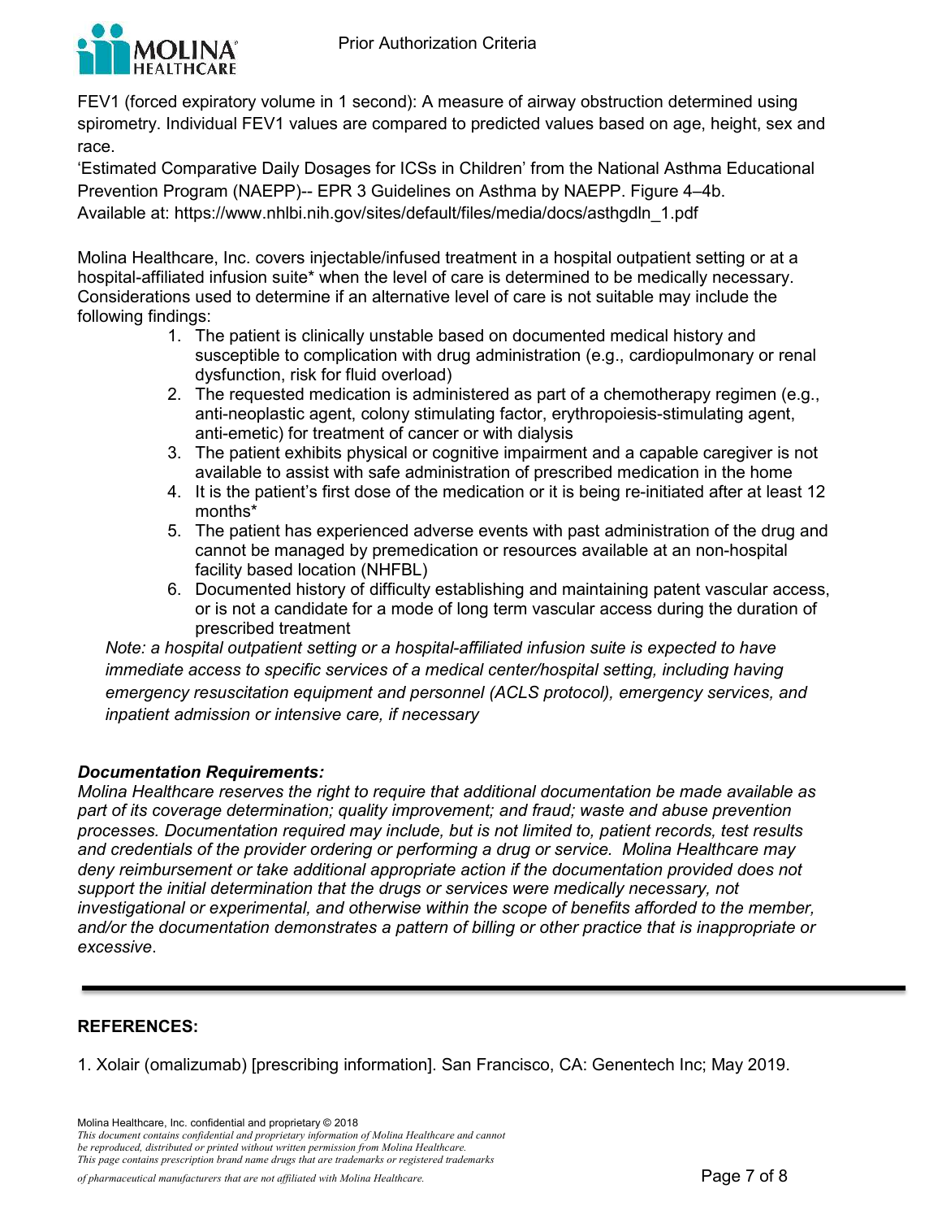FEV1 (forced expiratory volume in 1 second): A measure of airway obstruction determined using spirometry. Individual FEV1 values are compared to predicted values based on age, height, sex and race.

'Estimated Comparative Daily Dosages for ICSs in Children' from the National Asthma Educational Prevention Program (NAEPP)-- EPR 3 Guidelines on Asthma by NAEPP. Figure 4–4b. Available at: https://www.nhlbi.nih.gov/sites/default/files/media/docs/asthgdln_1.pdf

Molina Healthcare, Inc. covers injectable/infused treatment in a hospital outpatient setting or at a hospital-affiliated infusion suite* when the level of care is determined to be medically necessary. Considerations used to determine if an alternative level of care is not suitable may include the following findings:

1. The patient is clinically unstable based on documented medical history and susceptible to complication with drug administration (e.g., cardiopulmonary or renal dysfunction, risk for fluid overload)
2. The requested medication is administered as part of a chemotherapy regimen (e.g., anti-neoplastic agent, colony stimulating factor, erythropoiesis-stimulating agent, anti-emetic) for treatment of cancer or with dialysis
3. The patient exhibits physical or cognitive impairment and a capable caregiver is not available to assist with safe administration of prescribed medication in the home
4. It is the patient's first dose of the medication or it is being re-initiated after at least 12 months*
5. The patient has experienced adverse events with past administration of the drug and cannot be managed by premedication or resources available at an non-hospital facility based location (NHFBL)
6. Documented history of difficulty establishing and maintaining patent vascular access, or is not a candidate for a mode of long term vascular access during the duration of prescribed treatment

*Note: a hospital outpatient setting or a hospital-affiliated infusion suite is expected to have immediate access to specific services of a medical center/hospital setting, including having emergency resuscitation equipment and personnel (ACLS protocol), emergency services, and inpatient admission or intensive care, if necessary*

***Documentation Requirements:***

*Molina Healthcare reserves the right to require that additional documentation be made available as part of its coverage determination; quality improvement; and fraud; waste and abuse prevention processes. Documentation required may include, but is not limited to, patient records, test results and credentials of the provider ordering or performing a drug or service. Molina Healthcare may deny reimbursement or take additional appropriate action if the documentation provided does not support the initial determination that the drugs or services were medically necessary, not investigational or experimental, and otherwise within the scope of benefits afforded to the member, and/or the documentation demonstrates a pattern of billing or other practice that is inappropriate or excessive.*

---

## REFERENCES:

1. Xolair (omalizumab) [prescribing information]. San Francisco, CA: Genentech Inc; May 2019.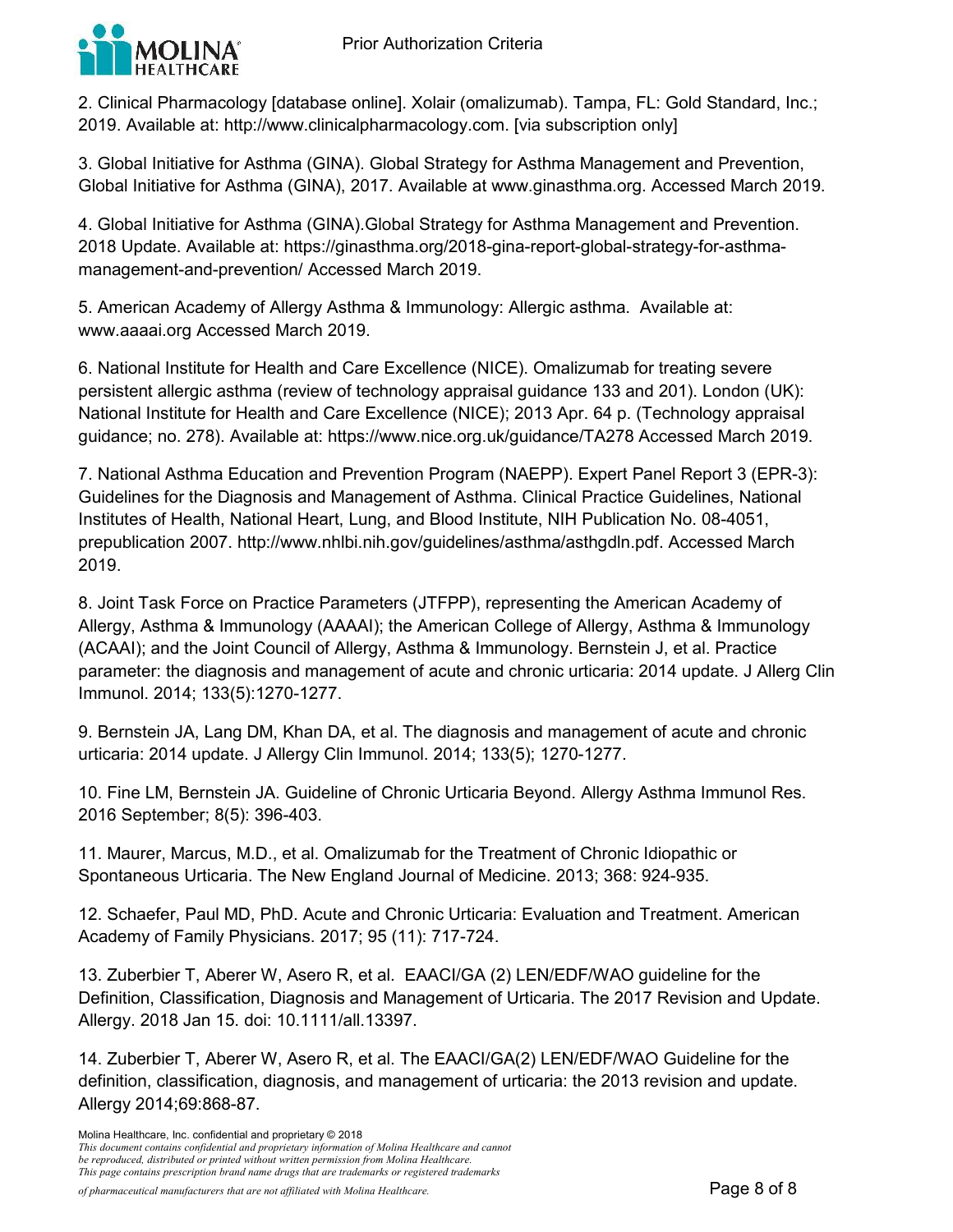2. Clinical Pharmacology [database online]. Xolair (omalizumab). Tampa, FL: Gold Standard, Inc.; 2019. Available at: http://www.clinicalpharmacology.com. [via subscription only]

3. Global Initiative for Asthma (GINA). Global Strategy for Asthma Management and Prevention, Global Initiative for Asthma (GINA), 2017. Available at www.ginasthma.org. Accessed March 2019.

4. Global Initiative for Asthma (GINA).Global Strategy for Asthma Management and Prevention. 2018 Update. Available at: https://ginasthma.org/2018-gina-report-global-strategy-for-asthma-management-and-prevention/ Accessed March 2019.

5. American Academy of Allergy Asthma & Immunology: Allergic asthma. Available at: www.aaaai.org Accessed March 2019.

6. National Institute for Health and Care Excellence (NICE). Omalizumab for treating severe persistent allergic asthma (review of technology appraisal guidance 133 and 201). London (UK): National Institute for Health and Care Excellence (NICE); 2013 Apr. 64 p. (Technology appraisal guidance; no. 278). Available at: https://www.nice.org.uk/guidance/TA278 Accessed March 2019.

7. National Asthma Education and Prevention Program (NAEPP). Expert Panel Report 3 (EPR-3): Guidelines for the Diagnosis and Management of Asthma. Clinical Practice Guidelines, National Institutes of Health, National Heart, Lung, and Blood Institute, NIH Publication No. 08-4051, prepublication 2007. http://www.nhlbi.nih.gov/guidelines/asthma/asthgdln.pdf. Accessed March 2019.

8. Joint Task Force on Practice Parameters (JTFPP), representing the American Academy of Allergy, Asthma & Immunology (AAAAI); the American College of Allergy, Asthma & Immunology (ACAAI); and the Joint Council of Allergy, Asthma & Immunology. Bernstein J, et al. Practice parameter: the diagnosis and management of acute and chronic urticaria: 2014 update. J Allerg Clin Immunol. 2014; 133(5):1270-1277.

9. Bernstein JA, Lang DM, Khan DA, et al. The diagnosis and management of acute and chronic urticaria: 2014 update. J Allergy Clin Immunol. 2014; 133(5); 1270-1277.

10. Fine LM, Bernstein JA. Guideline of Chronic Urticaria Beyond. Allergy Asthma Immunol Res. 2016 September; 8(5): 396-403.

11. Maurer, Marcus, M.D., et al. Omalizumab for the Treatment of Chronic Idiopathic or Spontaneous Urticaria. The New England Journal of Medicine. 2013; 368: 924-935.

12. Schaefer, Paul MD, PhD. Acute and Chronic Urticaria: Evaluation and Treatment. American Academy of Family Physicians. 2017; 95 (11): 717-724.

13. Zuberbier T, Aberer W, Asero R, et al. EAACI/GA (2) LEN/EDF/WAO guideline for the Definition, Classification, Diagnosis and Management of Urticaria. The 2017 Revision and Update. Allergy. 2018 Jan 15. doi: 10.1111/all.13397.

14. Zuberbier T, Aberer W, Asero R, et al. The EAACI/GA(2) LEN/EDF/WAO Guideline for the definition, classification, diagnosis, and management of urticaria: the 2013 revision and update. Allergy 2014;69:868-87.